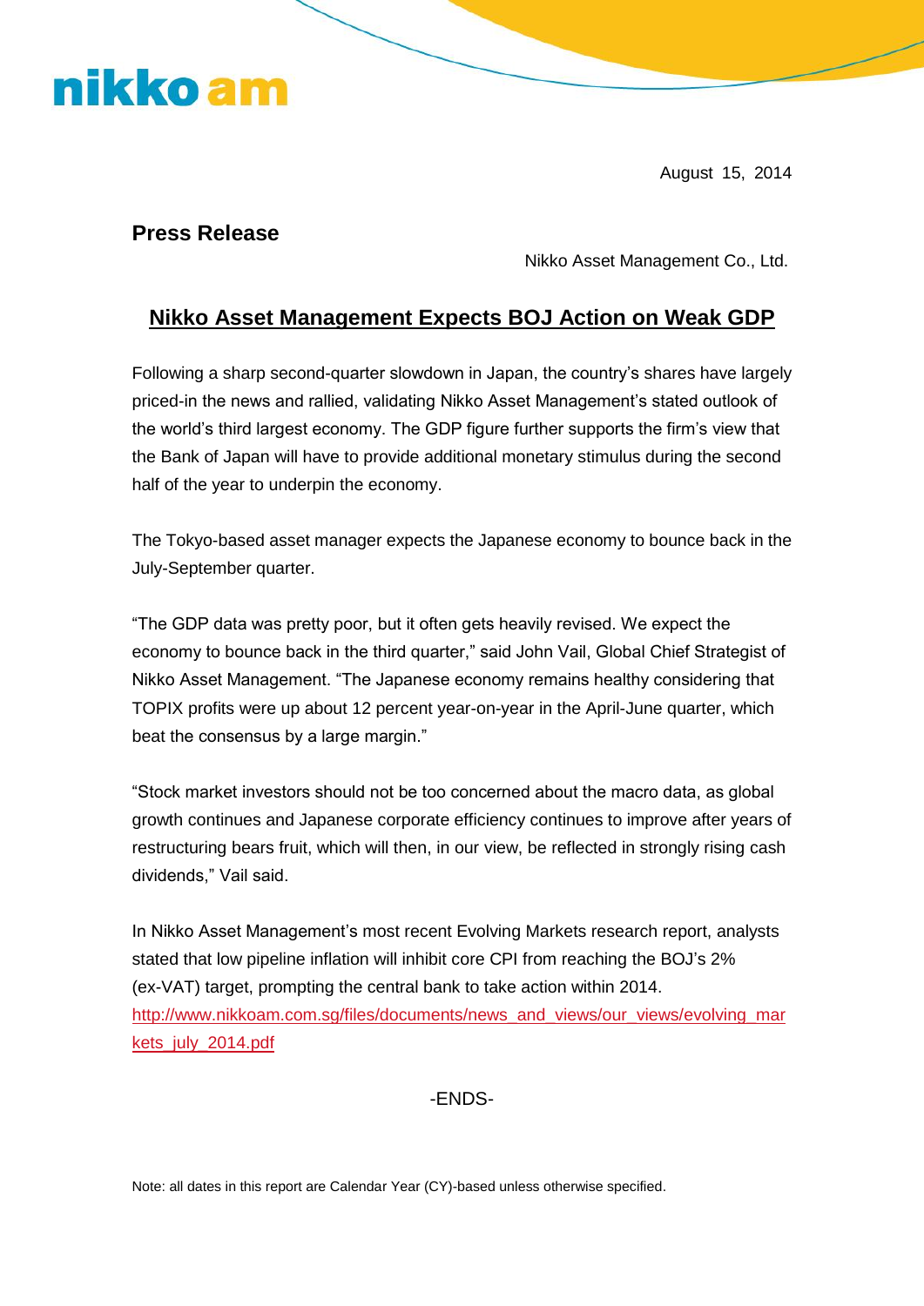nikko am

August 15, 2014

## Press Release

Nikko Asset Management Co., Ltd.

# Nikko Asset Management Expects BOJ Action on Weak GDP

Following a sharp second-quarter slowdown in Japan, the country's shares have largely priced-in the news and rallied, validating Nikko Asset Management's stated outlook of the world's third largest economy. The GDP figure further supports the firm's view that the Bank of Japan will have to provide additional monetary stimulus during the second half of the year to underpin the economy.

The Tokyo-based asset manager expects the Japanese economy to bounce back in the July-September quarter.

"The GDP data was pretty poor, but it often gets heavily revised. We expect the economy to bounce back in the third quarter," said John Vail, Global Chief Strategist of Nikko Asset Management. "The Japanese economy remains healthy considering that TOPIX profits were up about 12 percent year-on-year in the April-June quarter, which beat the consensus by a large margin."

"Stock market investors should not be too concerned about the macro data, as global growth continues and Japanese corporate efficiency continues to improve after years of restructuring bears fruit, which will then, in our view, be reflected in strongly rising cash dividends," Vail said.

In Nikko Asset Management's most recent Evolving Markets research report, analysts stated that low pipeline inflation will inhibit core CPI from reaching the BOJ's 2% (ex-VAT) target, prompting the central bank to take action within 2014.
http://www.nikkoam.com.sg/files/documents/news_and_views/our_views/evolving_markets_july_2014.pdf

-ENDS-

Note: all dates in this report are Calendar Year (CY)-based unless otherwise specified.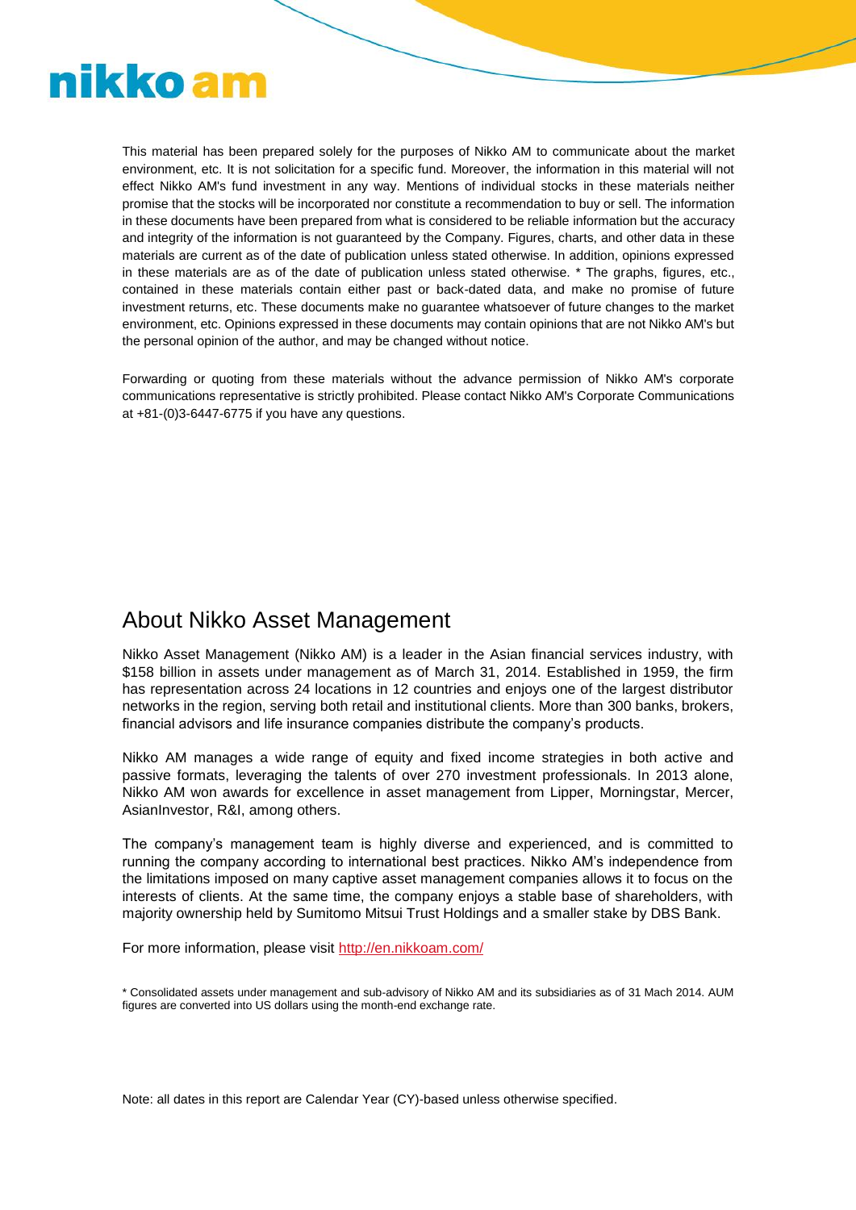This material has been prepared solely for the purposes of Nikko AM to communicate about the market environment, etc. It is not solicitation for a specific fund. Moreover, the information in this material will not effect Nikko AM's fund investment in any way. Mentions of individual stocks in these materials neither promise that the stocks will be incorporated nor constitute a recommendation to buy or sell. The information in these documents have been prepared from what is considered to be reliable information but the accuracy and integrity of the information is not guaranteed by the Company. Figures, charts, and other data in these materials are current as of the date of publication unless stated otherwise. In addition, opinions expressed in these materials are as of the date of publication unless stated otherwise. * The graphs, figures, etc., contained in these materials contain either past or back-dated data, and make no promise of future investment returns, etc. These documents make no guarantee whatsoever of future changes to the market environment, etc. Opinions expressed in these documents may contain opinions that are not Nikko AM's but the personal opinion of the author, and may be changed without notice.

Forwarding or quoting from these materials without the advance permission of Nikko AM's corporate communications representative is strictly prohibited. Please contact Nikko AM's Corporate Communications at +81-(0)3-6447-6775 if you have any questions.

## About Nikko Asset Management

Nikko Asset Management (Nikko AM) is a leader in the Asian financial services industry, with $158 billion in assets under management as of March 31, 2014. Established in 1959, the firm has representation across 24 locations in 12 countries and enjoys one of the largest distributor networks in the region, serving both retail and institutional clients. More than 300 banks, brokers, financial advisors and life insurance companies distribute the company's products.

Nikko AM manages a wide range of equity and fixed income strategies in both active and passive formats, leveraging the talents of over 270 investment professionals. In 2013 alone, Nikko AM won awards for excellence in asset management from Lipper, Morningstar, Mercer, AsianInvestor, R&I, among others.

The company's management team is highly diverse and experienced, and is committed to running the company according to international best practices. Nikko AM's independence from the limitations imposed on many captive asset management companies allows it to focus on the interests of clients. At the same time, the company enjoys a stable base of shareholders, with majority ownership held by Sumitomo Mitsui Trust Holdings and a smaller stake by DBS Bank.

For more information, please visit http://en.nikkoam.com/

* Consolidated assets under management and sub-advisory of Nikko AM and its subsidiaries as of 31 Mach 2014. AUM figures are converted into US dollars using the month-end exchange rate.

Note: all dates in this report are Calendar Year (CY)-based unless otherwise specified.